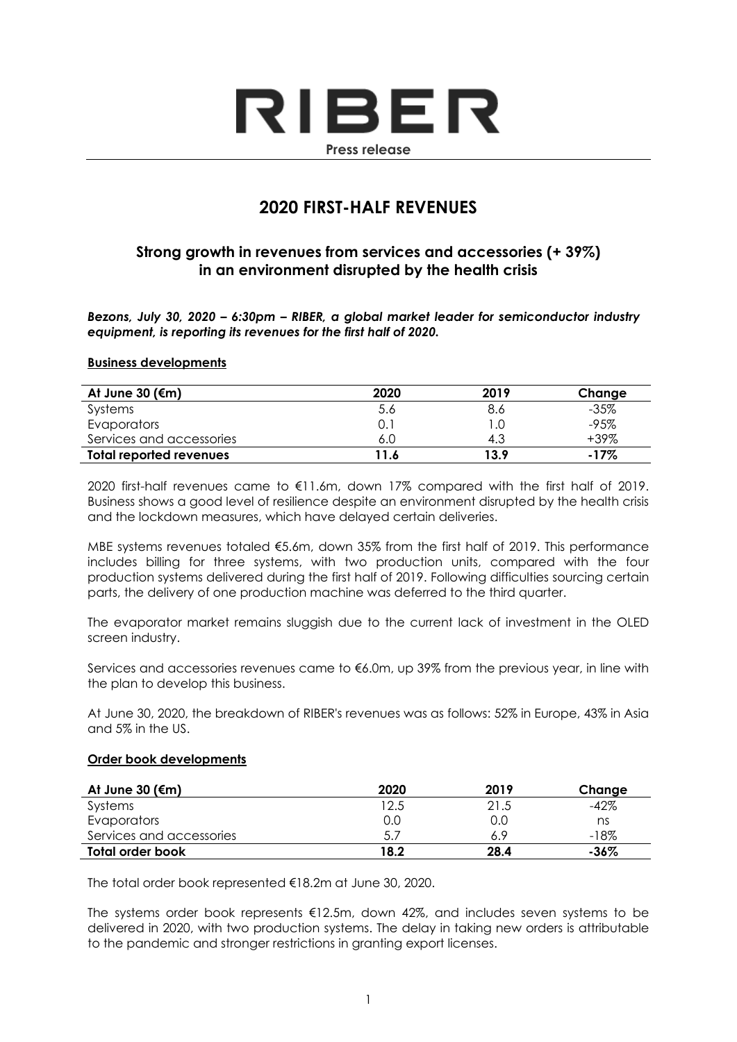# RIBER

**Press release**

## 2020 FIRST-HALF REVENUES

### Strong growth in revenues from services and accessories (+ 39%) in an environment disrupted by the health crisis

***Bezons, July 30, 2020 – 6:30pm – RIBER, a global market leader for semiconductor industry equipment, is reporting its revenues for the first half of 2020.***

**Business developments**

| At June 30 (€m) | 2020 | 2019 | Change |
|---|---|---|---|
| Systems | 5.6 | 8.6 | -35% |
| Evaporators | 0.1 | 1.0 | -95% |
| Services and accessories | 6.0 | 4.3 | +39% |
| **Total reported revenues** | **11.6** | **13.9** | **-17%** |

2020 first-half revenues came to €11.6m, down 17% compared with the first half of 2019. Business shows a good level of resilience despite an environment disrupted by the health crisis and the lockdown measures, which have delayed certain deliveries.

MBE systems revenues totaled €5.6m, down 35% from the first half of 2019. This performance includes billing for three systems, with two production units, compared with the four production systems delivered during the first half of 2019. Following difficulties sourcing certain parts, the delivery of one production machine was deferred to the third quarter.

The evaporator market remains sluggish due to the current lack of investment in the OLED screen industry.

Services and accessories revenues came to €6.0m, up 39% from the previous year, in line with the plan to develop this business.

At June 30, 2020, the breakdown of RIBER's revenues was as follows: 52% in Europe, 43% in Asia and 5% in the US.

**Order book developments**

| At June 30 (€m) | 2020 | 2019 | Change |
|---|---|---|---|
| Systems | 12.5 | 21.5 | -42% |
| Evaporators | 0.0 | 0.0 | ns |
| Services and accessories | 5.7 | 6.9 | -18% |
| **Total order book** | **18.2** | **28.4** | **-36%** |

The total order book represented €18.2m at June 30, 2020.

The systems order book represents €12.5m, down 42%, and includes seven systems to be delivered in 2020, with two production systems. The delay in taking new orders is attributable to the pandemic and stronger restrictions in granting export licenses.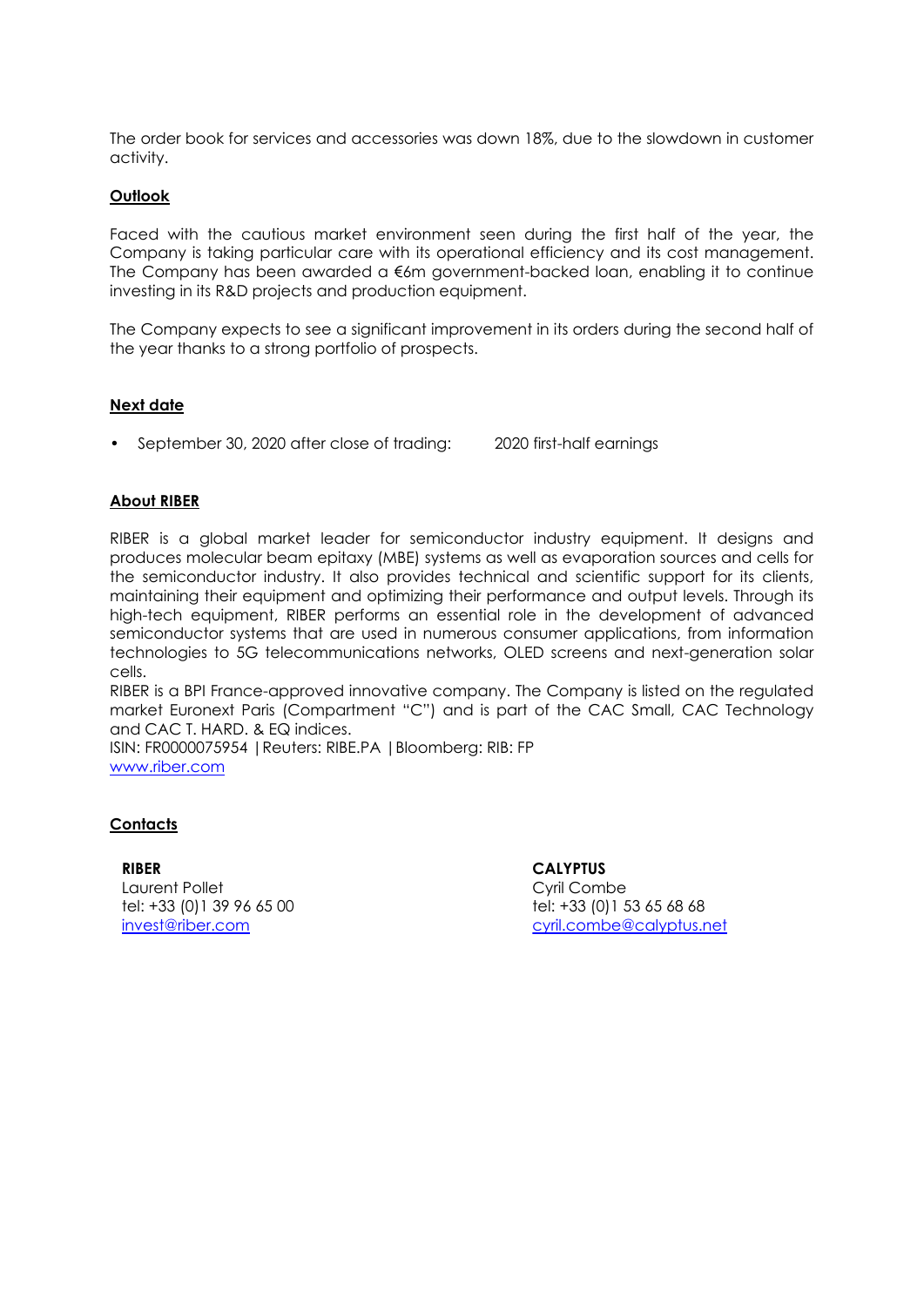The order book for services and accessories was down 18%, due to the slowdown in customer activity.

**Outlook**

Faced with the cautious market environment seen during the first half of the year, the Company is taking particular care with its operational efficiency and its cost management. The Company has been awarded a €6m government-backed loan, enabling it to continue investing in its R&D projects and production equipment.

The Company expects to see a significant improvement in its orders during the second half of the year thanks to a strong portfolio of prospects.

**Next date**

- September 30, 2020 after close of trading: 2020 first-half earnings

**About RIBER**

RIBER is a global market leader for semiconductor industry equipment. It designs and produces molecular beam epitaxy (MBE) systems as well as evaporation sources and cells for the semiconductor industry. It also provides technical and scientific support for its clients, maintaining their equipment and optimizing their performance and output levels. Through its high-tech equipment, RIBER performs an essential role in the development of advanced semiconductor systems that are used in numerous consumer applications, from information technologies to 5G telecommunications networks, OLED screens and next-generation solar cells.

RIBER is a BPI France-approved innovative company. The Company is listed on the regulated market Euronext Paris (Compartment "C") and is part of the CAC Small, CAC Technology and CAC T. HARD. & EQ indices.

ISIN: FR0000075954 | Reuters: RIBE.PA | Bloomberg: RIB: FP

www.riber.com

**Contacts**

**RIBER**
Laurent Pollet
tel: +33 (0)1 39 96 65 00
invest@riber.com

**CALYPTUS**
Cyril Combe
tel: +33 (0)1 53 65 68 68
cyril.combe@calyptus.net